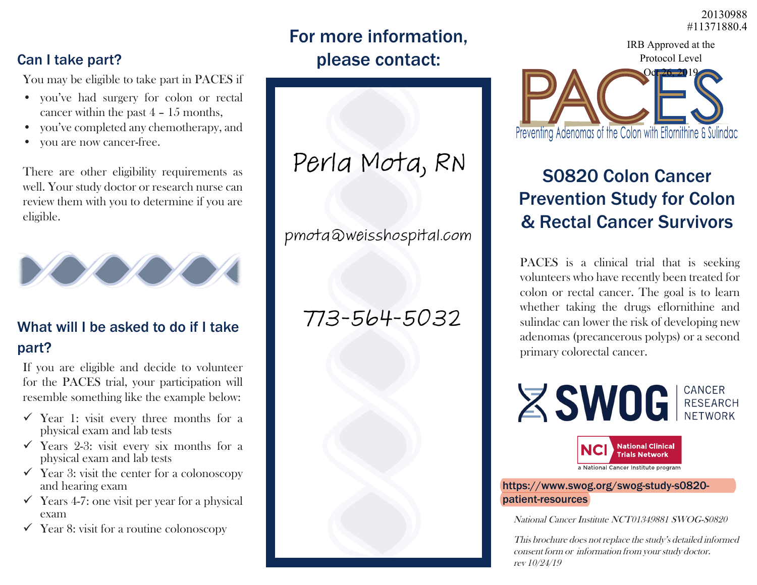20130988
#11371880.4

IRB Approved at the Protocol Level Oct 26, 2019

## Can I take part?

You may be eligible to take part in PACES if

- you've had surgery for colon or rectal cancer within the past 4 – 15 months,
- you've completed any chemotherapy, and
- you are now cancer-free.

There are other eligibility requirements as well. Your study doctor or research nurse can review them with you to determine if you are eligible.

## What will I be asked to do if I take part?

If you are eligible and decide to volunteer for the PACES trial, your participation will resemble something like the example below:

- ✓ Year 1: visit every three months for a physical exam and lab tests
- ✓ Years 2-3: visit every six months for a physical exam and lab tests
- ✓ Year 3: visit the center for a colonoscopy and hearing exam
- ✓ Years 4-7: one visit per year for a physical exam
- ✓ Year 8: visit for a routine colonoscopy

## For more information, please contact:

Perla Mota, RN

pmota@weisshospital.com

773-564-5032

# PACES

Preventing Adenomas of the Colon with Eflornithine & Sulindac

## S0820 Colon Cancer Prevention Study for Colon & Rectal Cancer Survivors

PACES is a clinical trial that is seeking volunteers who have recently been treated for colon or rectal cancer. The goal is to learn whether taking the drugs eflornithine and sulindac can lower the risk of developing new adenomas (precancerous polyps) or a second primary colorectal cancer.

SWOG CANCER RESEARCH NETWORK

NCI National Clinical Trials Network
a National Cancer Institute program

**https://www.swog.org/swog-study-s0820-patient-resources**

*National Cancer Institute NCT01349881 SWOG-S0820*

*This brochure does not replace the study's detailed informed consent form or information from your study doctor.*
*rev 10/24/19*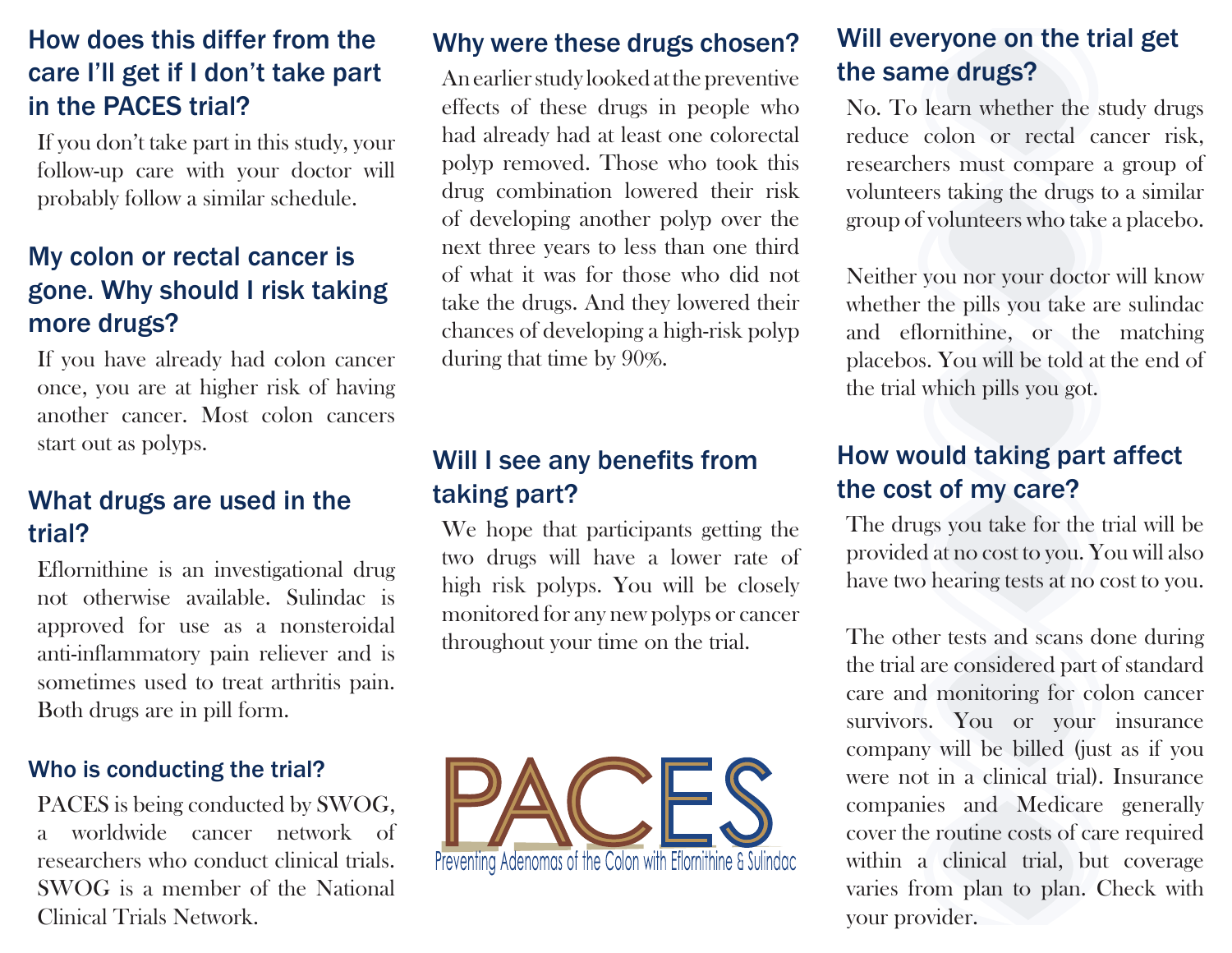## How does this differ from the care I'll get if I don't take part in the PACES trial?

If you don't take part in this study, your follow-up care with your doctor will probably follow a similar schedule.

## My colon or rectal cancer is gone. Why should I risk taking more drugs?

If you have already had colon cancer once, you are at higher risk of having another cancer. Most colon cancers start out as polyps.

## What drugs are used in the trial?

Eflornithine is an investigational drug not otherwise available. Sulindac is approved for use as a nonsteroidal anti-inflammatory pain reliever and is sometimes used to treat arthritis pain. Both drugs are in pill form.

## Who is conducting the trial?

PACES is being conducted by SWOG, a worldwide cancer network of researchers who conduct clinical trials. SWOG is a member of the National Clinical Trials Network.

## Why were these drugs chosen?

An earlier study looked at the preventive effects of these drugs in people who had already had at least one colorectal polyp removed. Those who took this drug combination lowered their risk of developing another polyp over the next three years to less than one third of what it was for those who did not take the drugs. And they lowered their chances of developing a high-risk polyp during that time by 90%.

## Will I see any benefits from taking part?

We hope that participants getting the two drugs will have a lower rate of high risk polyps. You will be closely monitored for any new polyps or cancer throughout your time on the trial.

PACES

Preventing Adenomas of the Colon with Eflornithine & Sulindac

## Will everyone on the trial get the same drugs?

No. To learn whether the study drugs reduce colon or rectal cancer risk, researchers must compare a group of volunteers taking the drugs to a similar group of volunteers who take a placebo.

Neither you nor your doctor will know whether the pills you take are sulindac and eflornithine, or the matching placebos. You will be told at the end of the trial which pills you got.

## How would taking part affect the cost of my care?

The drugs you take for the trial will be provided at no cost to you. You will also have two hearing tests at no cost to you.

The other tests and scans done during the trial are considered part of standard care and monitoring for colon cancer survivors. You or your insurance company will be billed (just as if you were not in a clinical trial). Insurance companies and Medicare generally cover the routine costs of care required within a clinical trial, but coverage varies from plan to plan. Check with your provider.